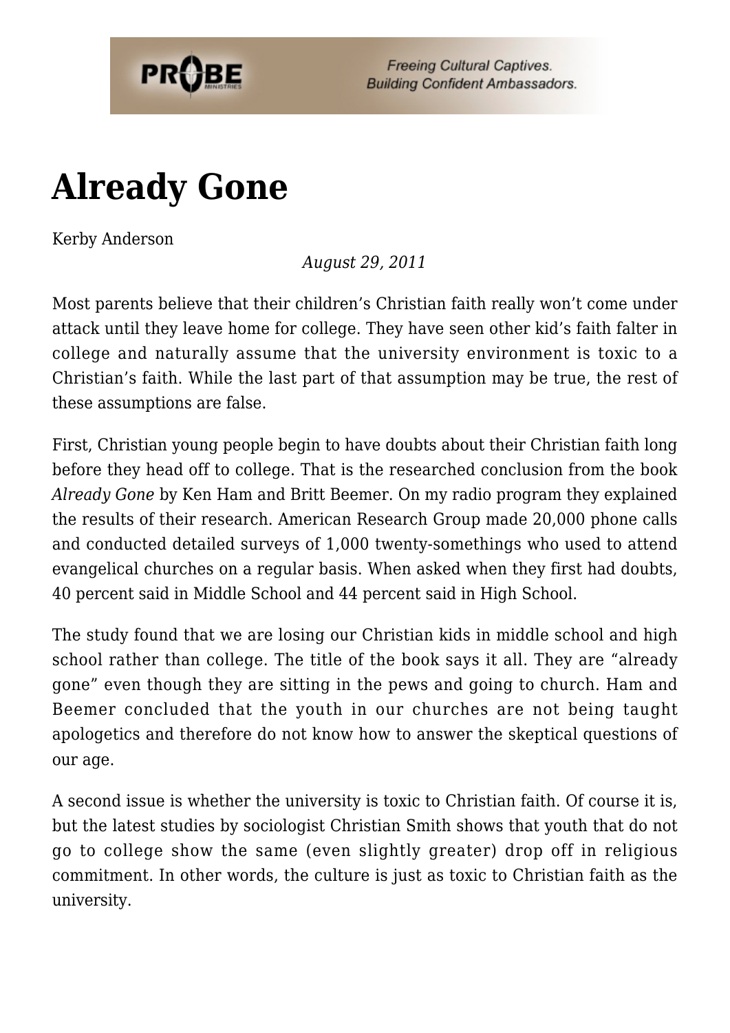# Already Gone

Kerby Anderson

*August 29, 2011*

Most parents believe that their children's Christian faith really won't come under attack until they leave home for college. They have seen other kid's faith falter in college and naturally assume that the university environment is toxic to a Christian's faith. While the last part of that assumption may be true, the rest of these assumptions are false.

First, Christian young people begin to have doubts about their Christian faith long before they head off to college. That is the researched conclusion from the book *Already Gone* by Ken Ham and Britt Beemer. On my radio program they explained the results of their research. American Research Group made 20,000 phone calls and conducted detailed surveys of 1,000 twenty-somethings who used to attend evangelical churches on a regular basis. When asked when they first had doubts, 40 percent said in Middle School and 44 percent said in High School.

The study found that we are losing our Christian kids in middle school and high school rather than college. The title of the book says it all. They are "already gone" even though they are sitting in the pews and going to church. Ham and Beemer concluded that the youth in our churches are not being taught apologetics and therefore do not know how to answer the skeptical questions of our age.

A second issue is whether the university is toxic to Christian faith. Of course it is, but the latest studies by sociologist Christian Smith shows that youth that do not go to college show the same (even slightly greater) drop off in religious commitment. In other words, the culture is just as toxic to Christian faith as the university.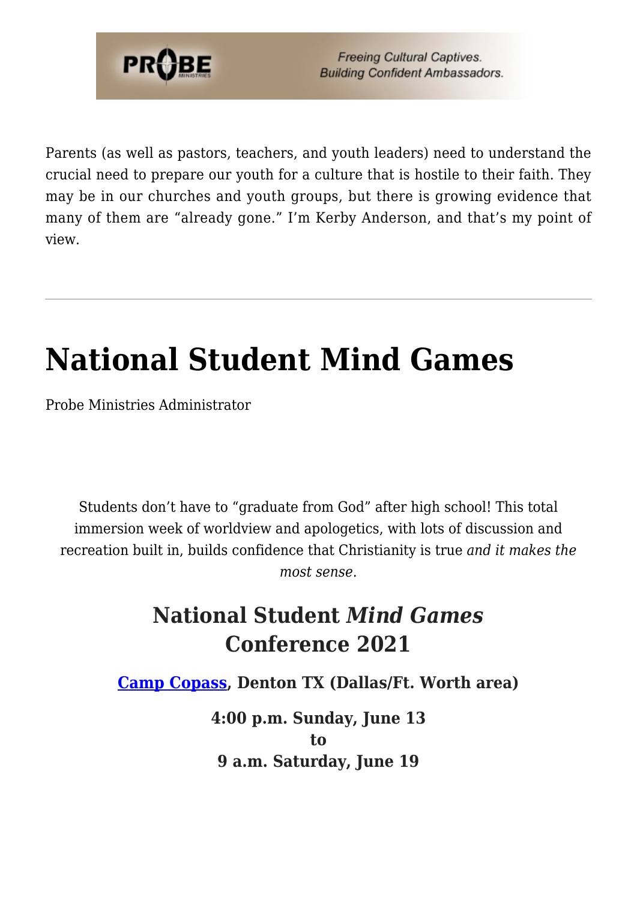Parents (as well as pastors, teachers, and youth leaders) need to understand the crucial need to prepare our youth for a culture that is hostile to their faith. They may be in our churches and youth groups, but there is growing evidence that many of them are "already gone." I'm Kerby Anderson, and that's my point of view.

---

# National Student Mind Games

Probe Ministries Administrator

Students don't have to "graduate from God" after high school! This total immersion week of worldview and apologetics, with lots of discussion and recreation built in, builds confidence that Christianity is true *and it makes the most sense*.

## National Student *Mind Games* Conference 2021

**[Camp Copass](), Denton TX (Dallas/Ft. Worth area)**

**4:00 p.m. Sunday, June 13**
**to**
**9 a.m. Saturday, June 19**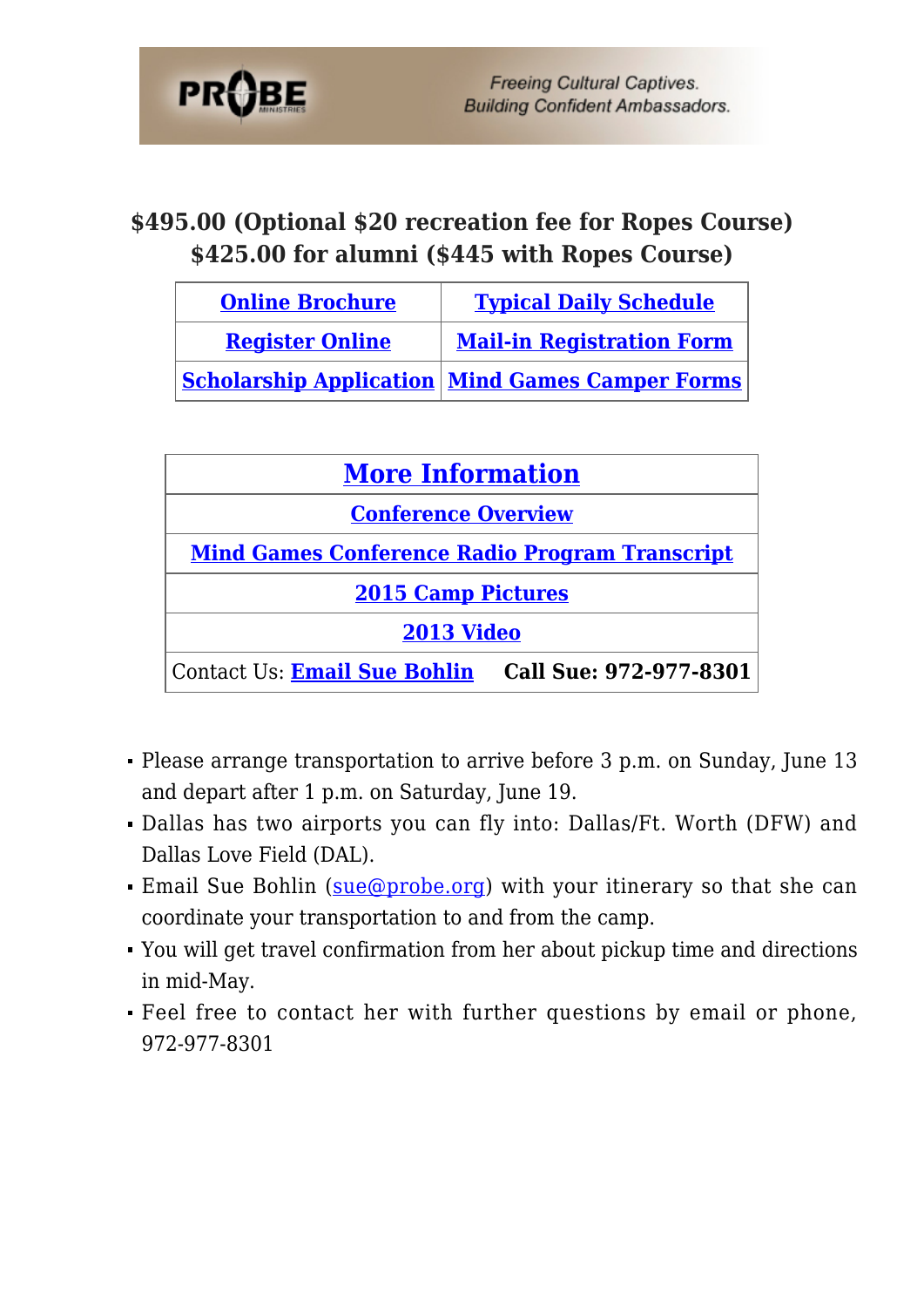**$495.00 (Optional $20 recreation fee for Ropes Course)**
**$425.00 for alumni ($445 with Ropes Course)**

| **Online Brochure** | **Typical Daily Schedule** |
|---|---|
| **Register Online** | **Mail-in Registration Form** |
| **Scholarship Application** | **Mind Games Camper Forms** |

| **More Information** |
|---|
| **Conference Overview** |
| **Mind Games Conference Radio Program Transcript** |
| **2015 Camp Pictures** |
| **2013 Video** |
| Contact Us: **Email Sue Bohlin** **Call Sue: 972-977-8301** |

- Please arrange transportation to arrive before 3 p.m. on Sunday, June 13 and depart after 1 p.m. on Saturday, June 19.
- Dallas has two airports you can fly into: Dallas/Ft. Worth (DFW) and Dallas Love Field (DAL).
- Email Sue Bohlin (sue@probe.org) with your itinerary so that she can coordinate your transportation to and from the camp.
- You will get travel confirmation from her about pickup time and directions in mid-May.
- Feel free to contact her with further questions by email or phone, 972-977-8301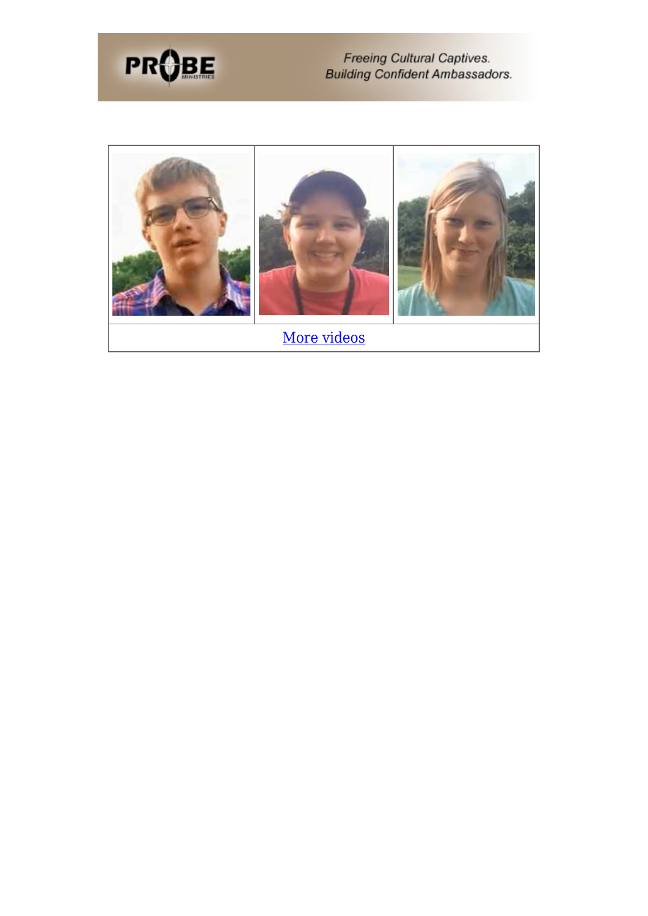Freeing Cultural Captives.
Building Confident Ambassadors.

| | | |
|---|---|---|
| | | |
| More videos | | |